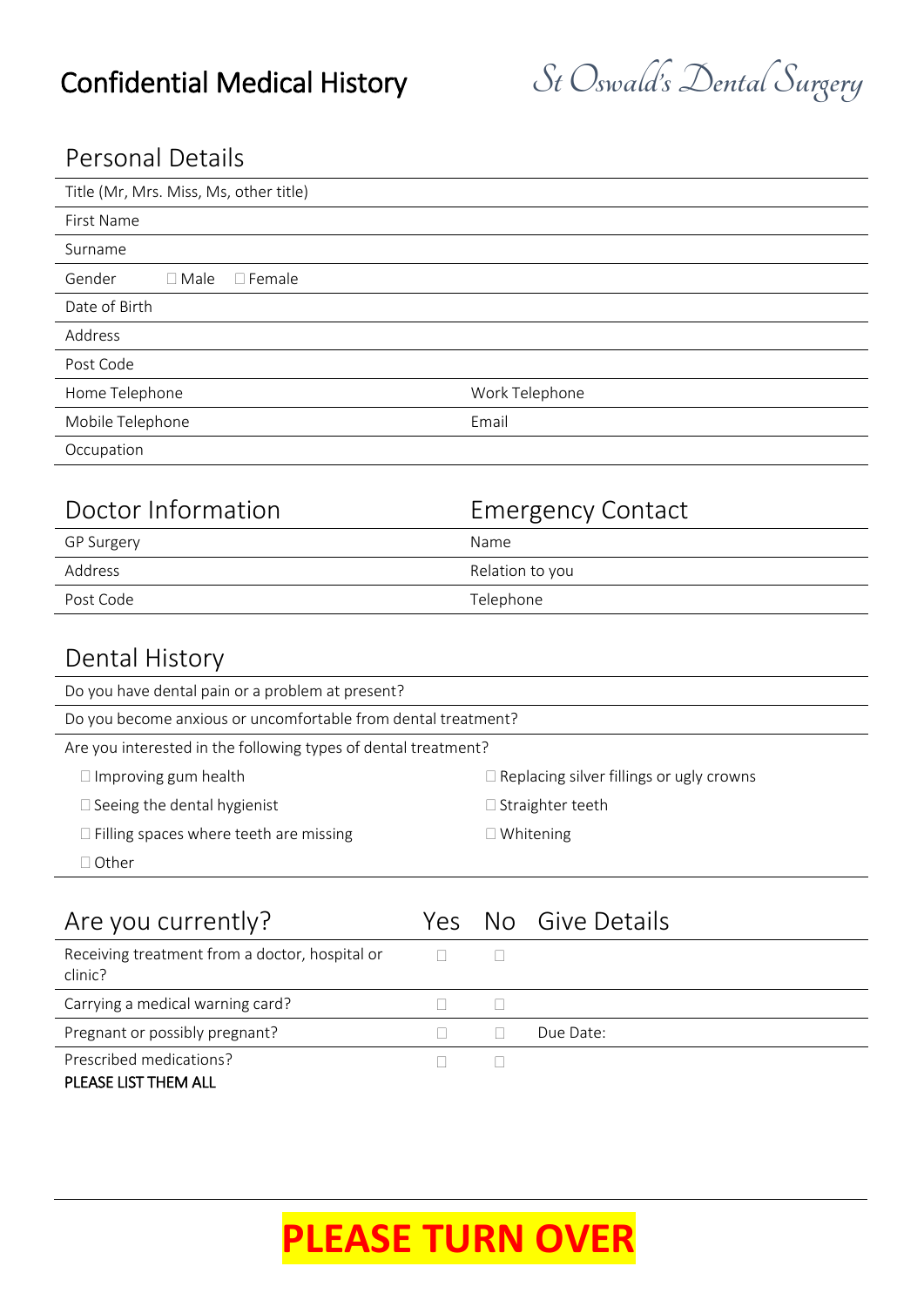# Confidential Medical History

*St Oswald's Dental Surgery*

## Personal Details

| | |
|---|---|
| Title (Mr, Mrs. Miss, Ms, other title) | |
| First Name | |
| Surname | |
| Gender ☐ Male ☐ Female | |
| Date of Birth | |
| Address | |
| Post Code | |
| Home Telephone | Work Telephone |
| Mobile Telephone | Email |
| Occupation | |

| Doctor Information | Emergency Contact |
|---|---|
| GP Surgery | Name |
| Address | Relation to you |
| Post Code | Telephone |

## Dental History

Do you have dental pain or a problem at present?

Do you become anxious or uncomfortable from dental treatment?

Are you interested in the following types of dental treatment?

- ☐ Improving gum health
- ☐ Seeing the dental hygienist
- ☐ Filling spaces where teeth are missing
- ☐ Other
- ☐ Replacing silver fillings or ugly crowns
- ☐ Straighter teeth
- ☐ Whitening

| Are you currently? | Yes | No | Give Details |
|---|---|---|---|
| Receiving treatment from a doctor, hospital or clinic? | ☐ | ☐ | |
| Carrying a medical warning card? | ☐ | ☐ | |
| Pregnant or possibly pregnant? | ☐ | ☐ | Due Date: |
| Prescribed medications? PLEASE LIST THEM ALL | ☐ | ☐ | |

**PLEASE TURN OVER**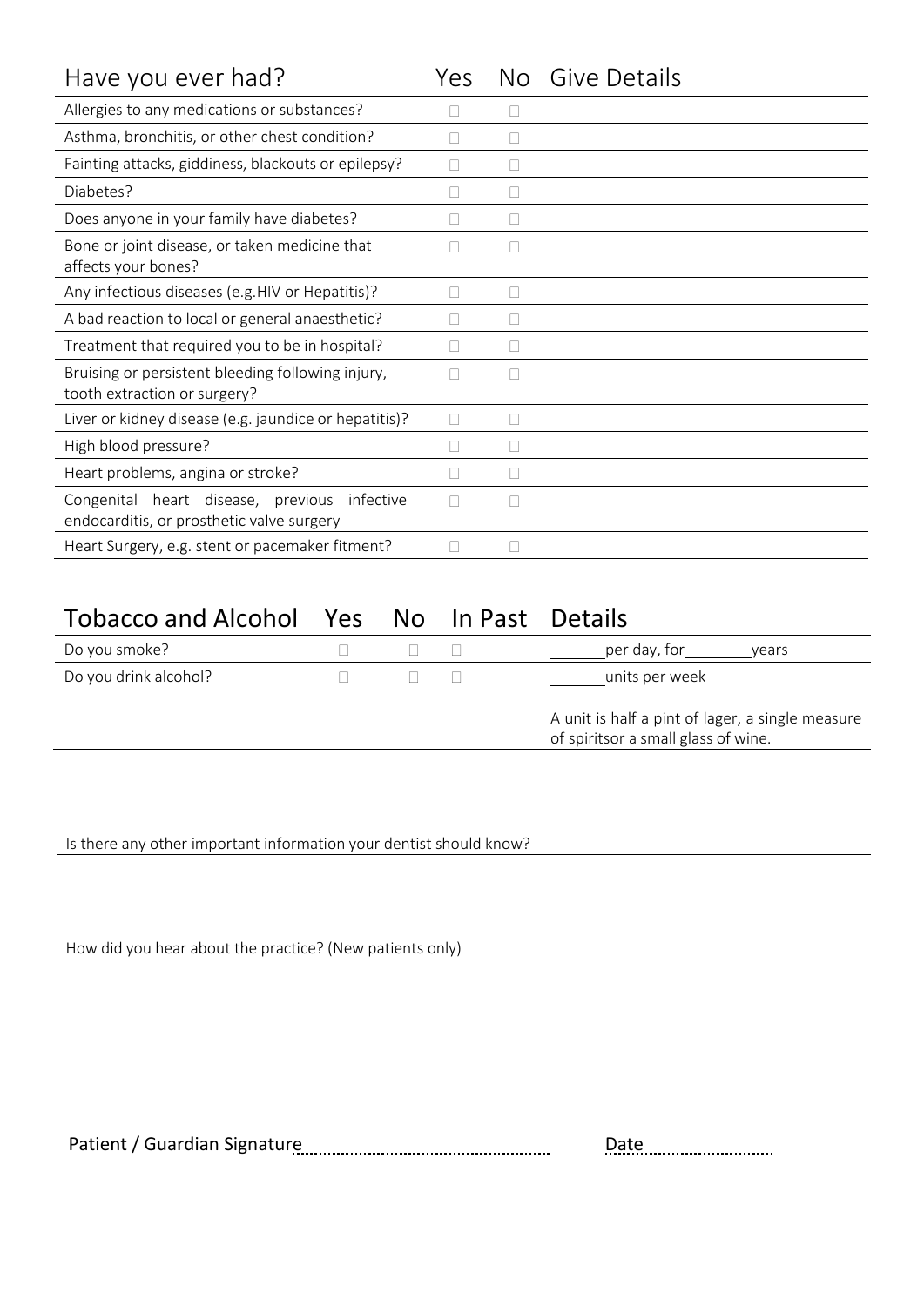| Have you ever had? | Yes | No | Give Details |
|---|---|---|---|
| Allergies to any medications or substances? | ☐ | ☐ | |
| Asthma, bronchitis, or other chest condition? | ☐ | ☐ | |
| Fainting attacks, giddiness, blackouts or epilepsy? | ☐ | ☐ | |
| Diabetes? | ☐ | ☐ | |
| Does anyone in your family have diabetes? | ☐ | ☐ | |
| Bone or joint disease, or taken medicine that affects your bones? | ☐ | ☐ | |
| Any infectious diseases (e.g.HIV or Hepatitis)? | ☐ | ☐ | |
| A bad reaction to local or general anaesthetic? | ☐ | ☐ | |
| Treatment that required you to be in hospital? | ☐ | ☐ | |
| Bruising or persistent bleeding following injury, tooth extraction or surgery? | ☐ | ☐ | |
| Liver or kidney disease (e.g. jaundice or hepatitis)? | ☐ | ☐ | |
| High blood pressure? | ☐ | ☐ | |
| Heart problems, angina or stroke? | ☐ | ☐ | |
| Congenital heart disease, previous infective endocarditis, or prosthetic valve surgery | ☐ | ☐ | |
| Heart Surgery, e.g. stent or pacemaker fitment? | ☐ | ☐ | |

| Tobacco and Alcohol | Yes | No | In Past | Details |
|---|---|---|---|---|
| Do you smoke? | ☐ | ☐ | ☐ | ______ per day, for ________ years |
| Do you drink alcohol? | ☐ | ☐ | ☐ | ______ units per week |
| | | | | A unit is half a pint of lager, a single measure of spiritsor a small glass of wine. |

Is there any other important information your dentist should know?

How did you hear about the practice? (New patients only)

Patient / Guardian Signature ........................................................ Date ..............................